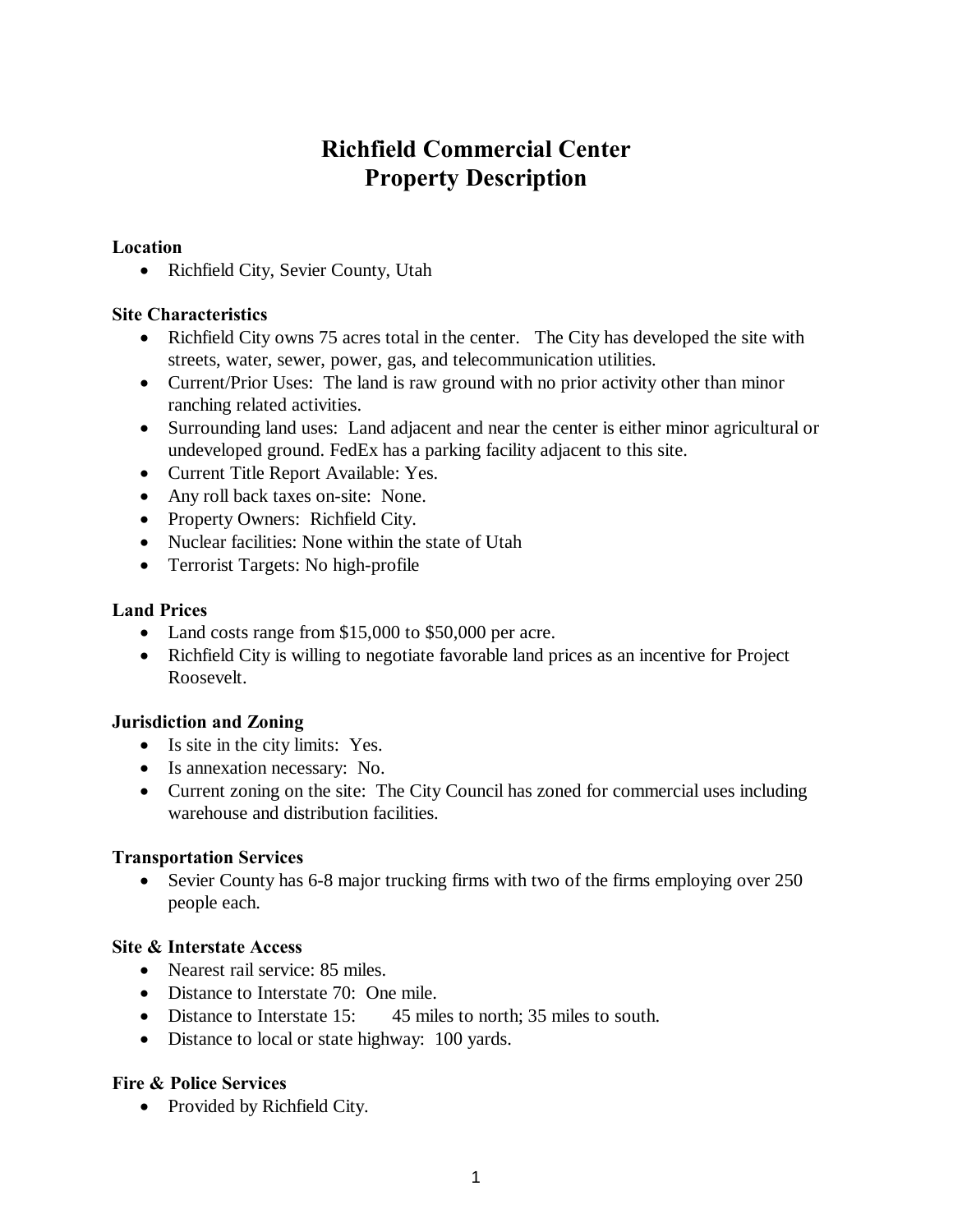# Richfield Commercial Center
# Property Description

**Location**

- Richfield City, Sevier County, Utah

**Site Characteristics**

- Richfield City owns 75 acres total in the center. The City has developed the site with streets, water, sewer, power, gas, and telecommunication utilities.
- Current/Prior Uses: The land is raw ground with no prior activity other than minor ranching related activities.
- Surrounding land uses: Land adjacent and near the center is either minor agricultural or undeveloped ground. FedEx has a parking facility adjacent to this site.
- Current Title Report Available: Yes.
- Any roll back taxes on-site: None.
- Property Owners: Richfield City.
- Nuclear facilities: None within the state of Utah
- Terrorist Targets: No high-profile

**Land Prices**

- Land costs range from $15,000 to $50,000 per acre.
- Richfield City is willing to negotiate favorable land prices as an incentive for Project Roosevelt.

**Jurisdiction and Zoning**

- Is site in the city limits: Yes.
- Is annexation necessary: No.
- Current zoning on the site: The City Council has zoned for commercial uses including warehouse and distribution facilities.

**Transportation Services**

- Sevier County has 6-8 major trucking firms with two of the firms employing over 250 people each.

**Site & Interstate Access**

- Nearest rail service: 85 miles.
- Distance to Interstate 70: One mile.
- Distance to Interstate 15: 45 miles to north; 35 miles to south.
- Distance to local or state highway: 100 yards.

**Fire & Police Services**

- Provided by Richfield City.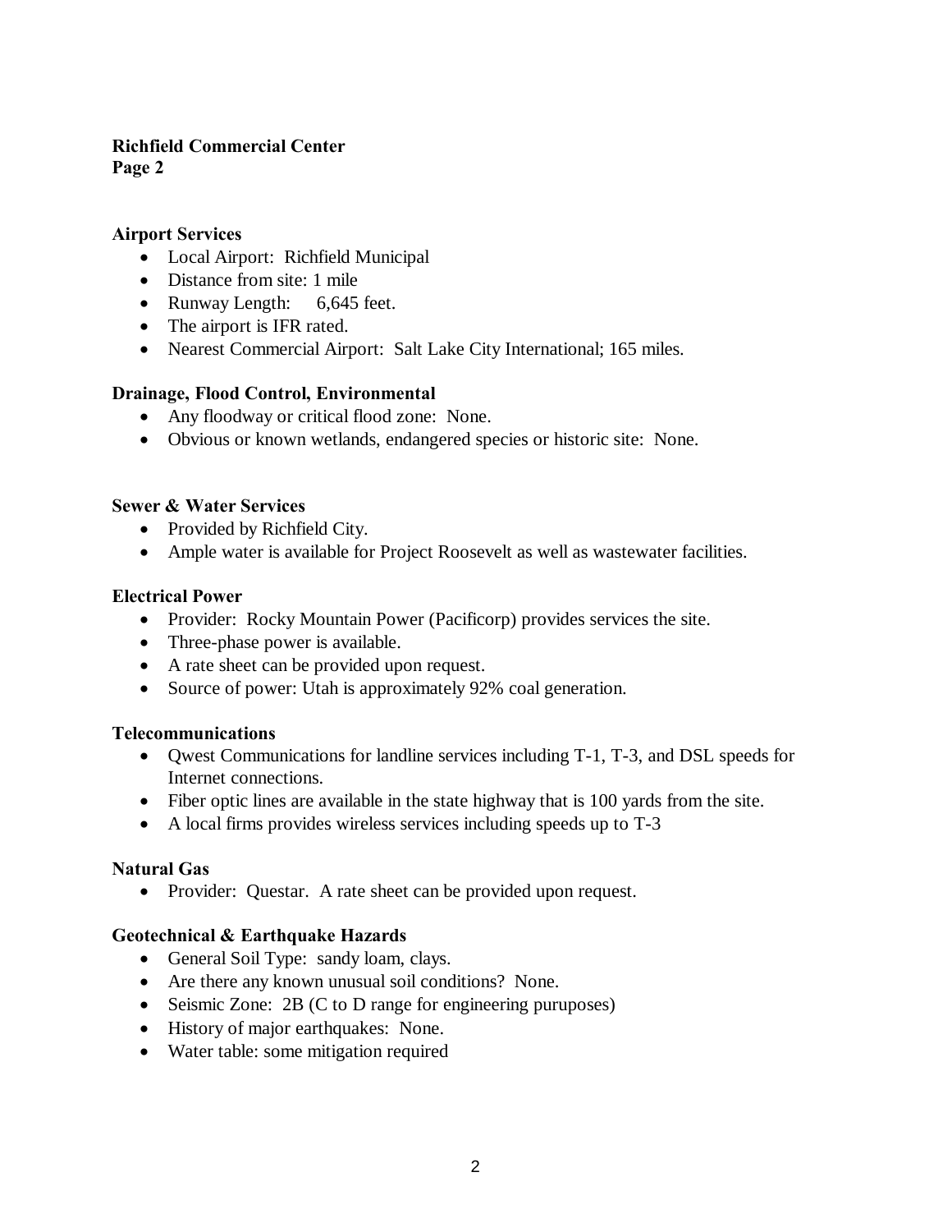**Richfield Commercial Center**
**Page 2**

**Airport Services**

- Local Airport: Richfield Municipal
- Distance from site: 1 mile
- Runway Length: 6,645 feet.
- The airport is IFR rated.
- Nearest Commercial Airport: Salt Lake City International; 165 miles.

**Drainage, Flood Control, Environmental**

- Any floodway or critical flood zone: None.
- Obvious or known wetlands, endangered species or historic site: None.

**Sewer & Water Services**

- Provided by Richfield City.
- Ample water is available for Project Roosevelt as well as wastewater facilities.

**Electrical Power**

- Provider: Rocky Mountain Power (Pacificorp) provides services the site.
- Three-phase power is available.
- A rate sheet can be provided upon request.
- Source of power: Utah is approximately 92% coal generation.

**Telecommunications**

- Qwest Communications for landline services including T-1, T-3, and DSL speeds for Internet connections.
- Fiber optic lines are available in the state highway that is 100 yards from the site.
- A local firms provides wireless services including speeds up to T-3

**Natural Gas**

- Provider: Questar. A rate sheet can be provided upon request.

**Geotechnical & Earthquake Hazards**

- General Soil Type: sandy loam, clays.
- Are there any known unusual soil conditions? None.
- Seismic Zone: 2B (C to D range for engineering puruposes)
- History of major earthquakes: None.
- Water table: some mitigation required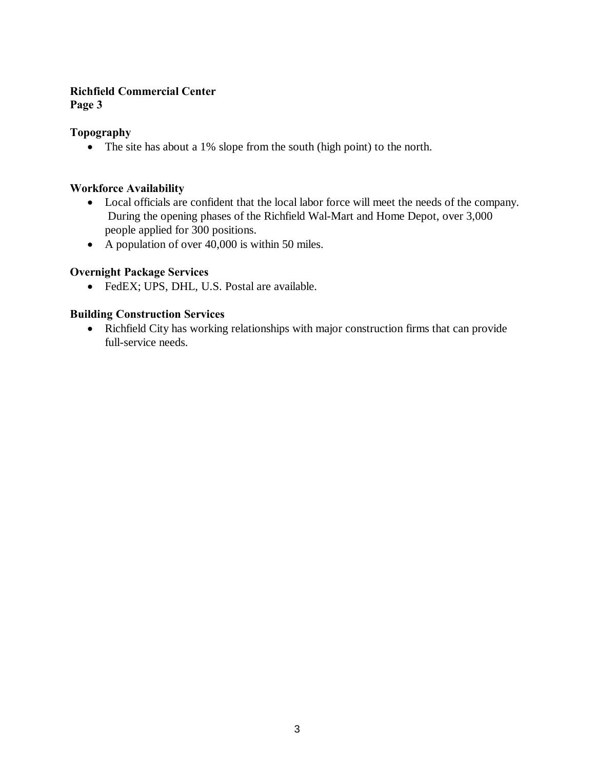**Richfield Commercial Center**
**Page 3**

**Topography**

- The site has about a 1% slope from the south (high point) to the north.

**Workforce Availability**

- Local officials are confident that the local labor force will meet the needs of the company. During the opening phases of the Richfield Wal-Mart and Home Depot, over 3,000 people applied for 300 positions.
- A population of over 40,000 is within 50 miles.

**Overnight Package Services**

- FedEX; UPS, DHL, U.S. Postal are available.

**Building Construction Services**

- Richfield City has working relationships with major construction firms that can provide full-service needs.